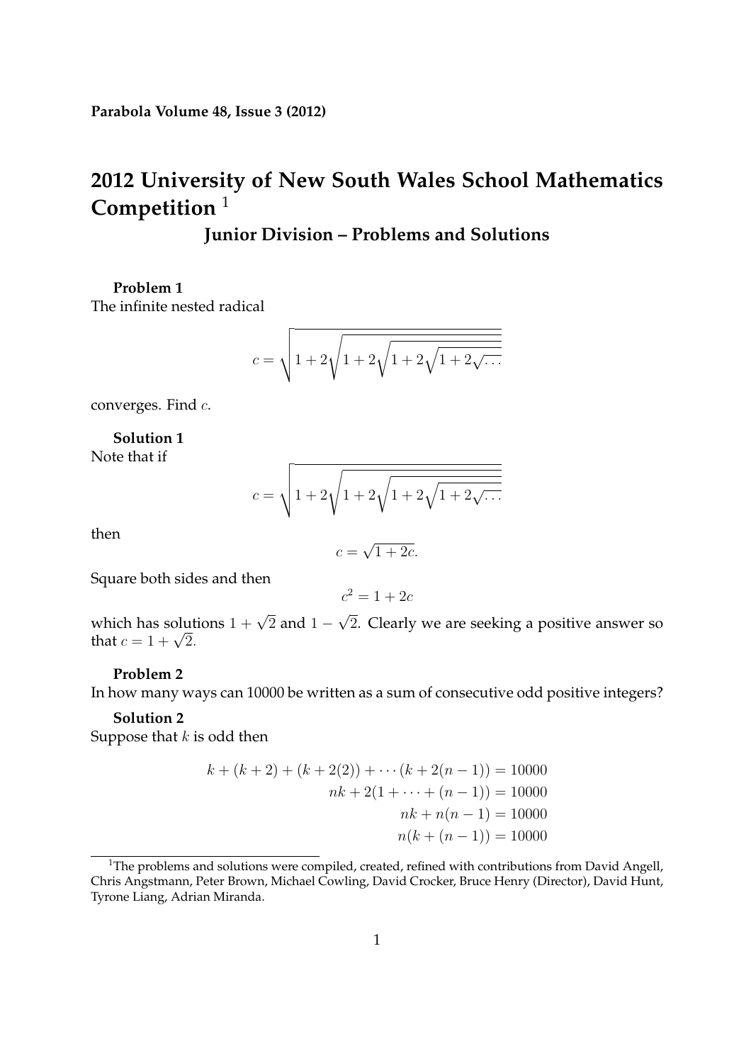**Parabola Volume 48, Issue 3 (2012)**

# 2012 University of New South Wales School Mathematics Competition [1]

## Junior Division – Problems and Solutions

**Problem 1**
The infinite nested radical

$$c = \sqrt{1 + 2\sqrt{1 + 2\sqrt{1 + 2\sqrt{1 + 2\sqrt{\ldots}}}}}$$

converges. Find $c$.

**Solution 1**
Note that if

$$c = \sqrt{1 + 2\sqrt{1 + 2\sqrt{1 + 2\sqrt{1 + 2\sqrt{\ldots}}}}}$$

then

$$c = \sqrt{1 + 2c}.$$

Square both sides and then

$$c^2 = 1 + 2c$$

which has solutions $1 + \sqrt{2}$ and $1 - \sqrt{2}$. Clearly we are seeking a positive answer so that $c = 1 + \sqrt{2}$.

**Problem 2**
In how many ways can 10000 be written as a sum of consecutive odd positive integers?

**Solution 2**
Suppose that $k$ is odd then

$$\begin{aligned}
k + (k+2) + (k+2(2)) + \cdots (k + 2(n-1)) &= 10000 \\
nk + 2(1 + \cdots + (n-1)) &= 10000 \\
nk + n(n-1) &= 10000 \\
n(k + (n-1)) &= 10000
\end{aligned}$$

[1] The problems and solutions were compiled, created, refined with contributions from David Angell, Chris Angstmann, Peter Brown, Michael Cowling, David Crocker, Bruce Henry (Director), David Hunt, Tyrone Liang, Adrian Miranda.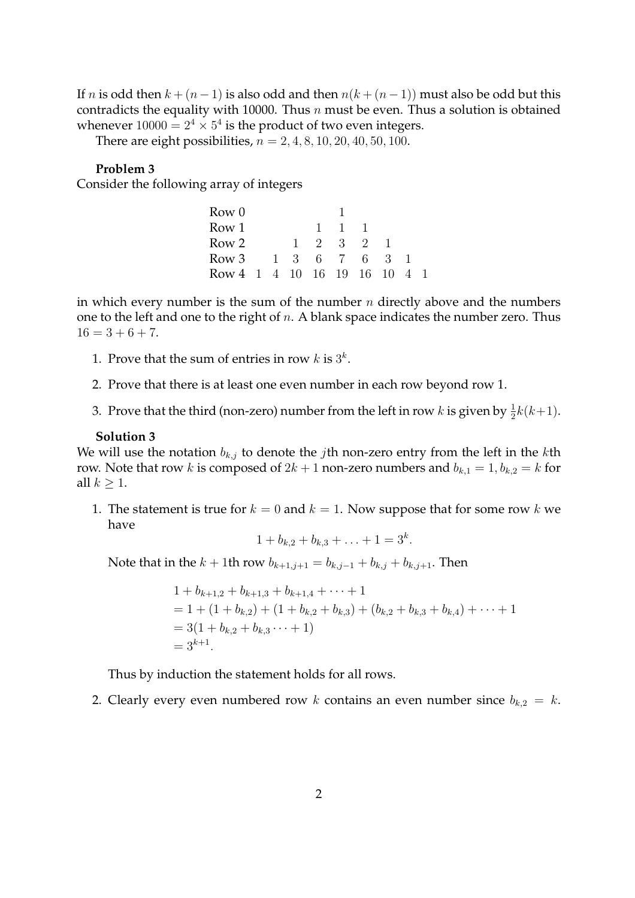If $n$ is odd then $k+(n-1)$ is also odd and then $n(k+(n-1))$ must also be odd but this contradicts the equality with 10000. Thus $n$ must be even. Thus a solution is obtained whenever $10000 = 2^4 \times 5^4$ is the product of two even integers.

There are eight possibilities, $n = 2, 4, 8, 10, 20, 40, 50, 100$.

**Problem 3**

Consider the following array of integers

| | | | | | | | | | |
|---|---|---|---|---|---|---|---|---|---|
| Row 0 | | | | | 1 | | | | |
| Row 1 | | | | 1 | 1 | 1 | | | |
| Row 2 | | | 1 | 2 | 3 | 2 | 1 | | |
| Row 3 | | 1 | 3 | 6 | 7 | 6 | 3 | 1 | |
| Row 4 | 1 | 4 | 10 | 16 | 19 | 16 | 10 | 4 | 1 |

in which every number is the sum of the number $n$ directly above and the numbers one to the left and one to the right of $n$. A blank space indicates the number zero. Thus $16 = 3 + 6 + 7$.

1. Prove that the sum of entries in row $k$ is $3^k$.
2. Prove that there is at least one even number in each row beyond row 1.
3. Prove that the third (non-zero) number from the left in row $k$ is given by $\frac{1}{2}k(k+1)$.

**Solution 3**

We will use the notation $b_{k,j}$ to denote the $j$th non-zero entry from the left in the $k$th row. Note that row $k$ is composed of $2k+1$ non-zero numbers and $b_{k,1} = 1, b_{k,2} = k$ for all $k \geq 1$.

1. The statement is true for $k = 0$ and $k = 1$. Now suppose that for some row $k$ we have
$$1 + b_{k,2} + b_{k,3} + \ldots + 1 = 3^k.$$
Note that in the $k+1$th row $b_{k+1,j+1} = b_{k,j-1} + b_{k,j} + b_{k,j+1}$. Then
$$\begin{aligned}
&1 + b_{k+1,2} + b_{k+1,3} + b_{k+1,4} + \cdots + 1 \\
&= 1 + (1 + b_{k,2}) + (1 + b_{k,2} + b_{k,3}) + (b_{k,2} + b_{k,3} + b_{k,4}) + \cdots + 1 \\
&= 3(1 + b_{k,2} + b_{k,3} \cdots + 1) \\
&= 3^{k+1}.
\end{aligned}$$
Thus by induction the statement holds for all rows.

2. Clearly every even numbered row $k$ contains an even number since $b_{k,2} = k$.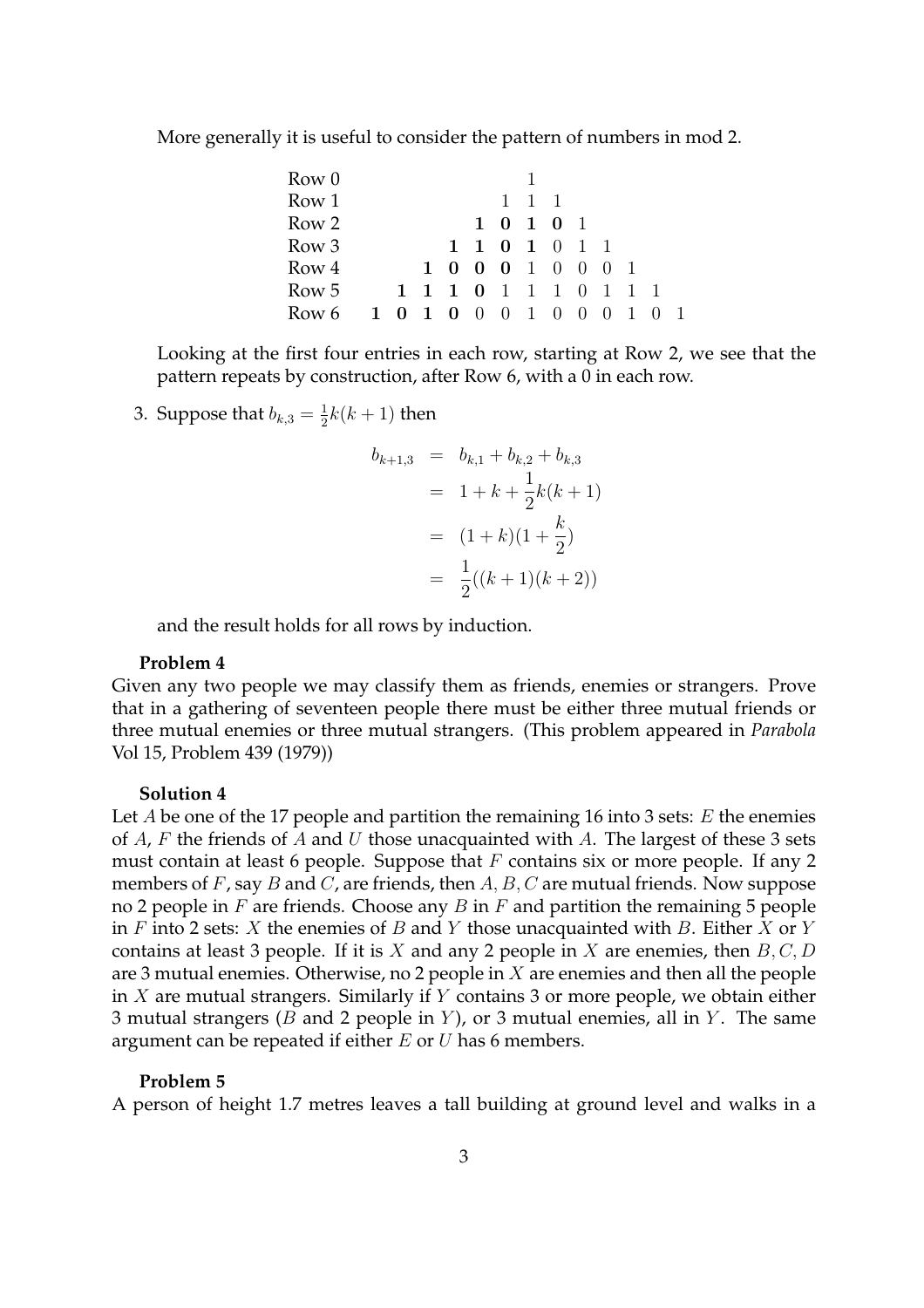More generally it is useful to consider the pattern of numbers in mod 2.

| | | | | | | | | | | | | | |
|---|---|---|---|---|---|---|---|---|---|---|---|---|---|
| Row 0 | | | | | | | 1 | | | | | | |
| Row 1 | | | | | | 1 | 1 | 1 | | | | | |
| Row 2 | | | | | **1** | **0** | **1** | **0** | 1 | | | | |
| Row 3 | | | | **1** | **1** | **0** | **1** | 0 | 1 | 1 | | | |
| Row 4 | | | **1** | **0** | **0** | **0** | 1 | 0 | 0 | 0 | 1 | | |
| Row 5 | | **1** | **1** | **1** | **0** | 1 | 1 | 1 | 0 | 1 | 1 | 1 | |
| Row 6 | **1** | **0** | **1** | **0** | 0 | 0 | 1 | 0 | 0 | 0 | 1 | 0 | 1 |

Looking at the first four entries in each row, starting at Row 2, we see that the pattern repeats by construction, after Row 6, with a 0 in each row.

3. Suppose that $b_{k,3} = \frac{1}{2}k(k+1)$ then

$$
\begin{aligned}
b_{k+1,3} &= b_{k,1} + b_{k,2} + b_{k,3} \\
&= 1 + k + \frac{1}{2}k(k+1) \\
&= (1+k)(1+\frac{k}{2}) \\
&= \frac{1}{2}((k+1)(k+2))
\end{aligned}
$$

and the result holds for all rows by induction.

**Problem 4**

Given any two people we may classify them as friends, enemies or strangers. Prove that in a gathering of seventeen people there must be either three mutual friends or three mutual enemies or three mutual strangers. (This problem appeared in *Parabola* Vol 15, Problem 439 (1979))

**Solution 4**

Let $A$ be one of the 17 people and partition the remaining 16 into 3 sets: $E$ the enemies of $A$, $F$ the friends of $A$ and $U$ those unacquainted with $A$. The largest of these 3 sets must contain at least 6 people. Suppose that $F$ contains six or more people. If any 2 members of $F$, say $B$ and $C$, are friends, then $A, B, C$ are mutual friends. Now suppose no 2 people in $F$ are friends. Choose any $B$ in $F$ and partition the remaining 5 people in $F$ into 2 sets: $X$ the enemies of $B$ and $Y$ those unacquainted with $B$. Either $X$ or $Y$ contains at least 3 people. If it is $X$ and any 2 people in $X$ are enemies, then $B, C, D$ are 3 mutual enemies. Otherwise, no 2 people in $X$ are enemies and then all the people in $X$ are mutual strangers. Similarly if $Y$ contains 3 or more people, we obtain either 3 mutual strangers ($B$ and 2 people in $Y$), or 3 mutual enemies, all in $Y$. The same argument can be repeated if either $E$ or $U$ has 6 members.

**Problem 5**

A person of height 1.7 metres leaves a tall building at ground level and walks in a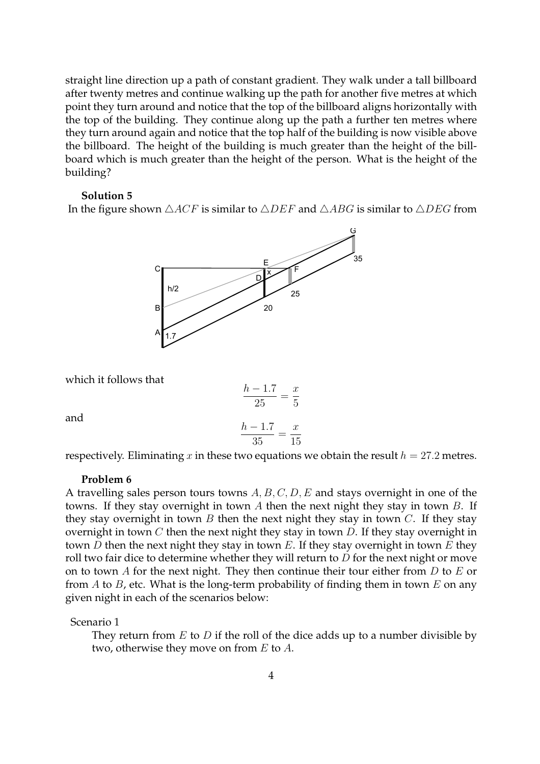straight line direction up a path of constant gradient. They walk under a tall billboard after twenty metres and continue walking up the path for another five metres at which point they turn around and notice that the top of the billboard aligns horizontally with the top of the building. They continue along up the path a further ten metres where they turn around again and notice that the top half of the building is now visible above the billboard. The height of the building is much greater than the height of the billboard which is much greater than the height of the person. What is the height of the building?

**Solution 5**

In the figure shown $\triangle ACF$ is similar to $\triangle DEF$ and $\triangle ABG$ is similar to $\triangle DEG$ from

which it follows that

$$\frac{h-1.7}{25} = \frac{x}{5}$$

and

$$\frac{h-1.7}{35} = \frac{x}{15}$$

respectively. Eliminating $x$ in these two equations we obtain the result $h = 27.2$ metres.

**Problem 6**

A travelling sales person tours towns $A, B, C, D, E$ and stays overnight in one of the towns. If they stay overnight in town $A$ then the next night they stay in town $B$. If they stay overnight in town $B$ then the next night they stay in town $C$. If they stay overnight in town $C$ then the next night they stay in town $D$. If they stay overnight in town $D$ then the next night they stay in town $E$. If they stay overnight in town $E$ they roll two fair dice to determine whether they will return to $D$ for the next night or move on to town $A$ for the next night. They then continue their tour either from $D$ to $E$ or from $A$ to $B$, etc. What is the long-term probability of finding them in town $E$ on any given night in each of the scenarios below:

Scenario 1

They return from $E$ to $D$ if the roll of the dice adds up to a number divisible by two, otherwise they move on from $E$ to $A$.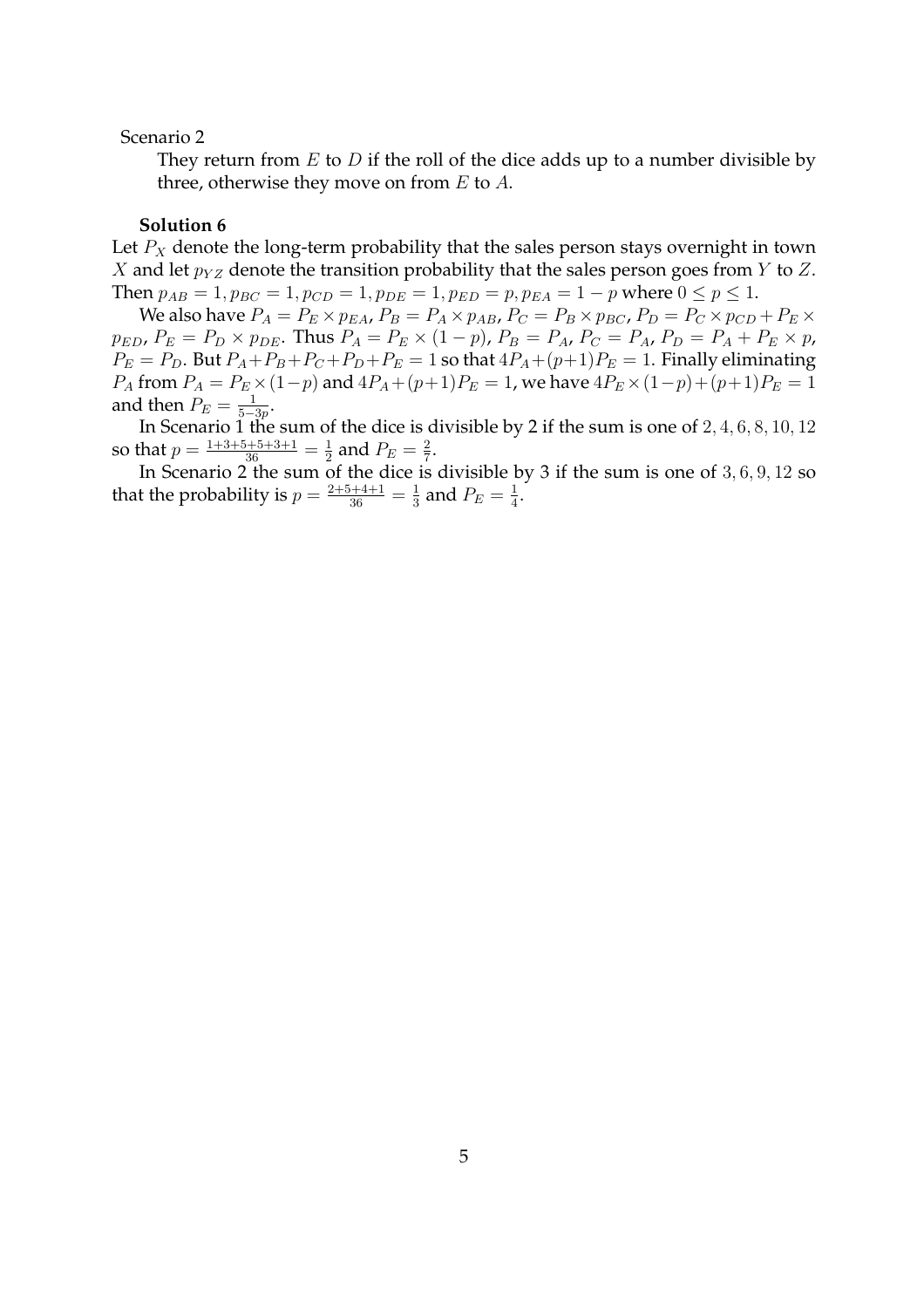Scenario 2

They return from $E$ to $D$ if the roll of the dice adds up to a number divisible by three, otherwise they move on from $E$ to $A$.

**Solution 6**

Let $P_X$ denote the long-term probability that the sales person stays overnight in town $X$ and let $p_{YZ}$ denote the transition probability that the sales person goes from $Y$ to $Z$. Then $p_{AB} = 1, p_{BC} = 1, p_{CD} = 1, p_{DE} = 1, p_{ED} = p, p_{EA} = 1 - p$ where $0 \leq p \leq 1$.

We also have $P_A = P_E \times p_{EA}$, $P_B = P_A \times p_{AB}$, $P_C = P_B \times p_{BC}$, $P_D = P_C \times p_{CD} + P_E \times p_{ED}$, $P_E = P_D \times p_{DE}$. Thus $P_A = P_E \times (1 - p)$, $P_B = P_A$, $P_C = P_A$, $P_D = P_A + P_E \times p$, $P_E = P_D$. But $P_A + P_B + P_C + P_D + P_E = 1$ so that $4P_A + (p+1)P_E = 1$. Finally eliminating $P_A$ from $P_A = P_E \times (1-p)$ and $4P_A + (p+1)P_E = 1$, we have $4P_E \times (1-p) + (p+1)P_E = 1$ and then $P_E = \frac{1}{5-3p}$.

In Scenario 1 the sum of the dice is divisible by 2 if the sum is one of $2, 4, 6, 8, 10, 12$ so that $p = \frac{1+3+5+5+3+1}{36} = \frac{1}{2}$ and $P_E = \frac{2}{7}$.

In Scenario 2 the sum of the dice is divisible by 3 if the sum is one of $3, 6, 9, 12$ so that the probability is $p = \frac{2+5+4+1}{36} = \frac{1}{3}$ and $P_E = \frac{1}{4}$.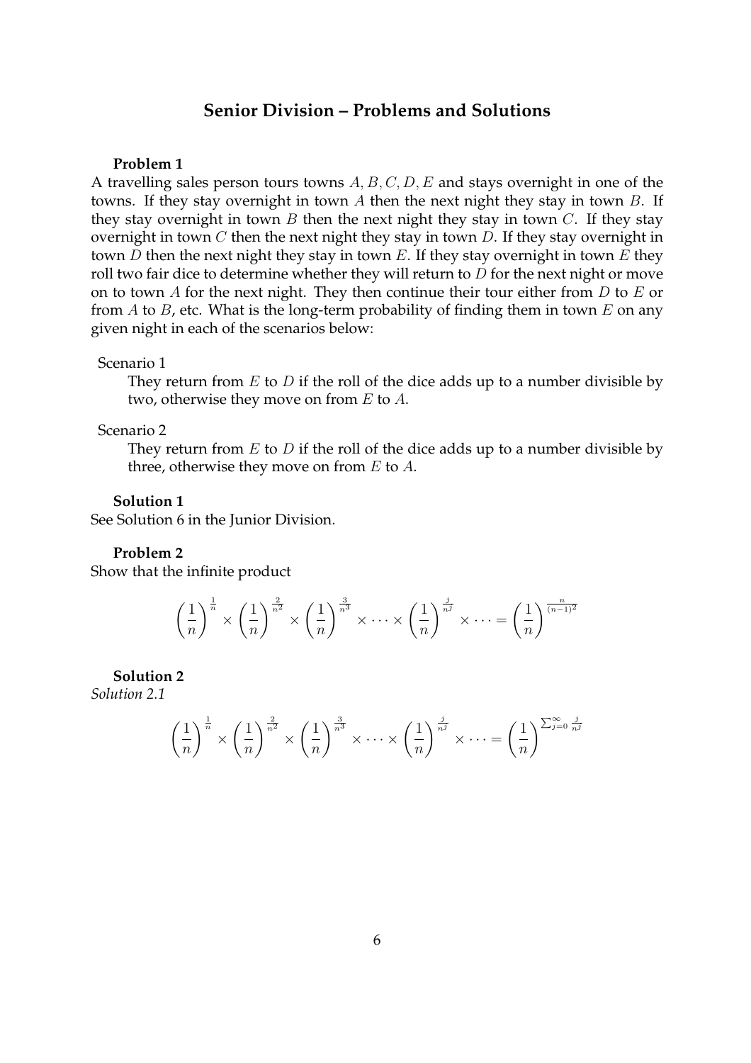## Senior Division – Problems and Solutions

**Problem 1**

A travelling sales person tours towns $A, B, C, D, E$ and stays overnight in one of the towns. If they stay overnight in town $A$ then the next night they stay in town $B$. If they stay overnight in town $B$ then the next night they stay in town $C$. If they stay overnight in town $C$ then the next night they stay in town $D$. If they stay overnight in town $D$ then the next night they stay in town $E$. If they stay overnight in town $E$ they roll two fair dice to determine whether they will return to $D$ for the next night or move on to town $A$ for the next night. They then continue their tour either from $D$ to $E$ or from $A$ to $B$, etc. What is the long-term probability of finding them in town $E$ on any given night in each of the scenarios below:

Scenario 1

They return from $E$ to $D$ if the roll of the dice adds up to a number divisible by two, otherwise they move on from $E$ to $A$.

Scenario 2

They return from $E$ to $D$ if the roll of the dice adds up to a number divisible by three, otherwise they move on from $E$ to $A$.

**Solution 1**

See Solution 6 in the Junior Division.

**Problem 2**

Show that the infinite product

$$\left(\frac{1}{n}\right)^{\frac{1}{n}} \times \left(\frac{1}{n}\right)^{\frac{2}{n^2}} \times \left(\frac{1}{n}\right)^{\frac{3}{n^3}} \times \cdots \times \left(\frac{1}{n}\right)^{\frac{j}{n^j}} \times \cdots = \left(\frac{1}{n}\right)^{\frac{n}{(n-1)^2}}$$

**Solution 2**

*Solution 2.1*

$$\left(\frac{1}{n}\right)^{\frac{1}{n}} \times \left(\frac{1}{n}\right)^{\frac{2}{n^2}} \times \left(\frac{1}{n}\right)^{\frac{3}{n^3}} \times \cdots \times \left(\frac{1}{n}\right)^{\frac{j}{n^j}} \times \cdots = \left(\frac{1}{n}\right)^{\sum_{j=0}^{\infty} \frac{j}{n^j}}$$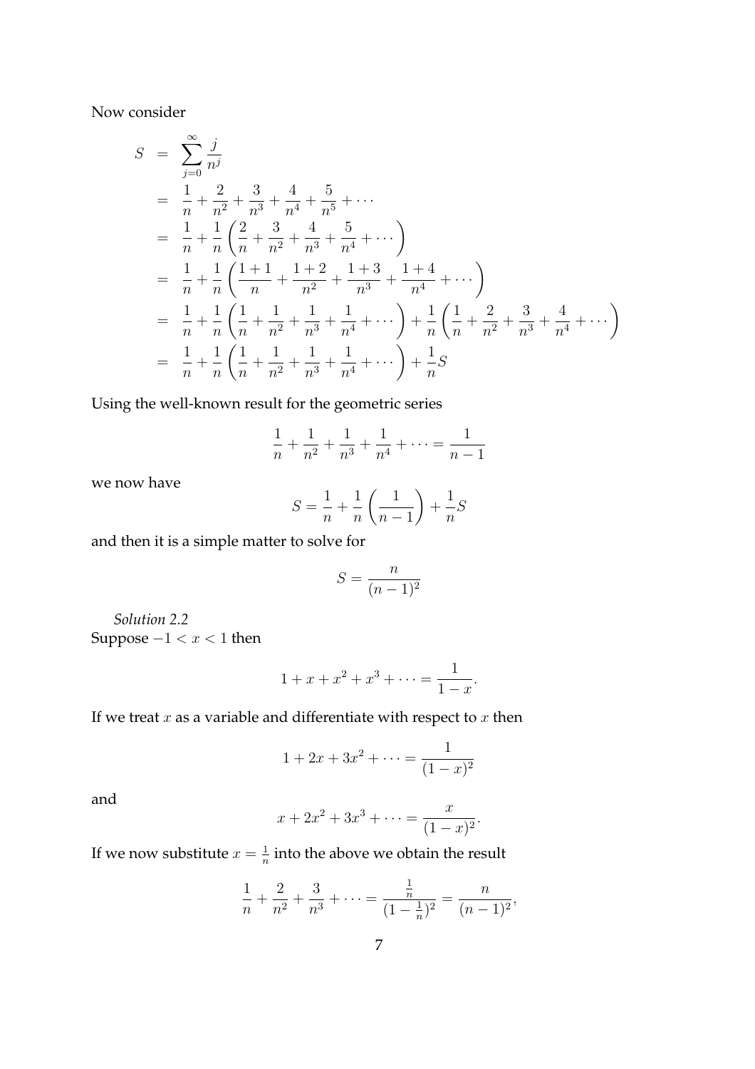Now consider

$$
\begin{aligned}
S &= \sum_{j=0}^{\infty} \frac{j}{n^j} \\
&= \frac{1}{n} + \frac{2}{n^2} + \frac{3}{n^3} + \frac{4}{n^4} + \frac{5}{n^5} + \cdots \\
&= \frac{1}{n} + \frac{1}{n}\left(\frac{2}{n} + \frac{3}{n^2} + \frac{4}{n^3} + \frac{5}{n^4} + \cdots\right) \\
&= \frac{1}{n} + \frac{1}{n}\left(\frac{1+1}{n} + \frac{1+2}{n^2} + \frac{1+3}{n^3} + \frac{1+4}{n^4} + \cdots\right) \\
&= \frac{1}{n} + \frac{1}{n}\left(\frac{1}{n} + \frac{1}{n^2} + \frac{1}{n^3} + \frac{1}{n^4} + \cdots\right) + \frac{1}{n}\left(\frac{1}{n} + \frac{2}{n^2} + \frac{3}{n^3} + \frac{4}{n^4} + \cdots\right) \\
&= \frac{1}{n} + \frac{1}{n}\left(\frac{1}{n} + \frac{1}{n^2} + \frac{1}{n^3} + \frac{1}{n^4} + \cdots\right) + \frac{1}{n}S
\end{aligned}
$$

Using the well-known result for the geometric series

$$\frac{1}{n} + \frac{1}{n^2} + \frac{1}{n^3} + \frac{1}{n^4} + \cdots = \frac{1}{n-1}$$

we now have

$$S = \frac{1}{n} + \frac{1}{n}\left(\frac{1}{n-1}\right) + \frac{1}{n}S$$

and then it is a simple matter to solve for

$$S = \frac{n}{(n-1)^2}$$

*Solution 2.2*

Suppose $-1 < x < 1$ then

$$1 + x + x^2 + x^3 + \cdots = \frac{1}{1-x}.$$

If we treat $x$ as a variable and differentiate with respect to $x$ then

$$1 + 2x + 3x^2 + \cdots = \frac{1}{(1-x)^2}$$

and

$$x + 2x^2 + 3x^3 + \cdots = \frac{x}{(1-x)^2}.$$

If we now substitute $x = \frac{1}{n}$ into the above we obtain the result

$$\frac{1}{n} + \frac{2}{n^2} + \frac{3}{n^3} + \cdots = \frac{\frac{1}{n}}{(1-\frac{1}{n})^2} = \frac{n}{(n-1)^2},$$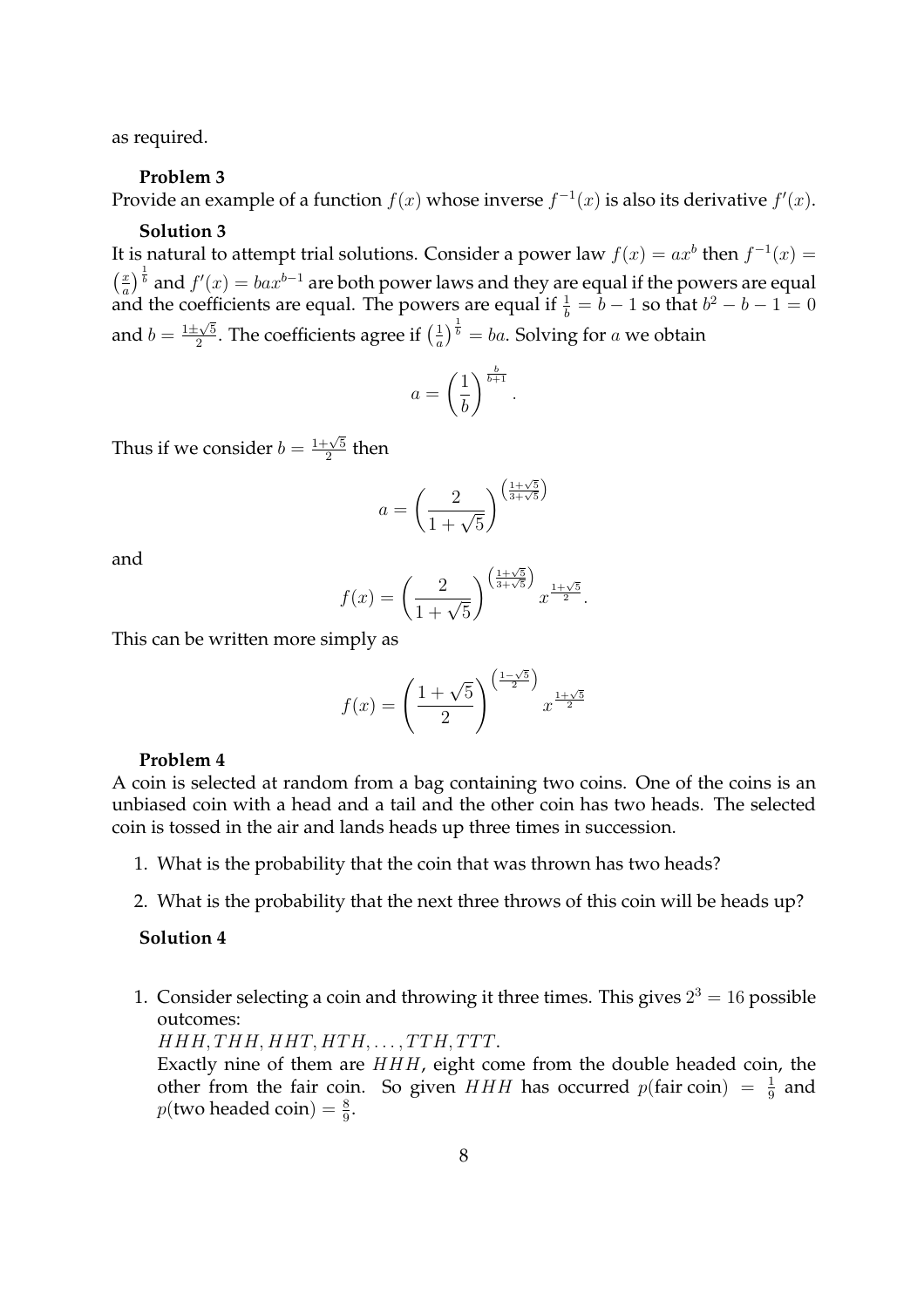as required.

**Problem 3**

Provide an example of a function $f(x)$ whose inverse $f^{-1}(x)$ is also its derivative $f'(x)$.

**Solution 3**

It is natural to attempt trial solutions. Consider a power law $f(x) = ax^b$ then $f^{-1}(x) = \left(\frac{x}{a}\right)^{\frac{1}{b}}$ and $f'(x) = bax^{b-1}$ are both power laws and they are equal if the powers are equal and the coefficients are equal. The powers are equal if $\frac{1}{b} = b - 1$ so that $b^2 - b - 1 = 0$ and $b = \frac{1 \pm \sqrt{5}}{2}$. The coefficients agree if $\left(\frac{1}{a}\right)^{\frac{1}{b}} = ba$. Solving for $a$ we obtain

$$a = \left(\frac{1}{b}\right)^{\frac{b}{b+1}}.$$

Thus if we consider $b = \frac{1+\sqrt{5}}{2}$ then

$$a = \left(\frac{2}{1+\sqrt{5}}\right)^{\left(\frac{1+\sqrt{5}}{3+\sqrt{5}}\right)}$$

and

$$f(x) = \left(\frac{2}{1+\sqrt{5}}\right)^{\left(\frac{1+\sqrt{5}}{3+\sqrt{5}}\right)} x^{\frac{1+\sqrt{5}}{2}}.$$

This can be written more simply as

$$f(x) = \left(\frac{1+\sqrt{5}}{2}\right)^{\left(\frac{1-\sqrt{5}}{2}\right)} x^{\frac{1+\sqrt{5}}{2}}$$

**Problem 4**

A coin is selected at random from a bag containing two coins. One of the coins is an unbiased coin with a head and a tail and the other coin has two heads. The selected coin is tossed in the air and lands heads up three times in succession.

1. What is the probability that the coin that was thrown has two heads?
2. What is the probability that the next three throws of this coin will be heads up?

**Solution 4**

1. Consider selecting a coin and throwing it three times. This gives $2^3 = 16$ possible outcomes:
   $HHH, THH, HHT, HTH, \ldots, TTH, TTT$.
   Exactly nine of them are $HHH$, eight come from the double headed coin, the other from the fair coin. So given $HHH$ has occurred $p(\text{fair coin}) = \frac{1}{9}$ and $p(\text{two headed coin}) = \frac{8}{9}$.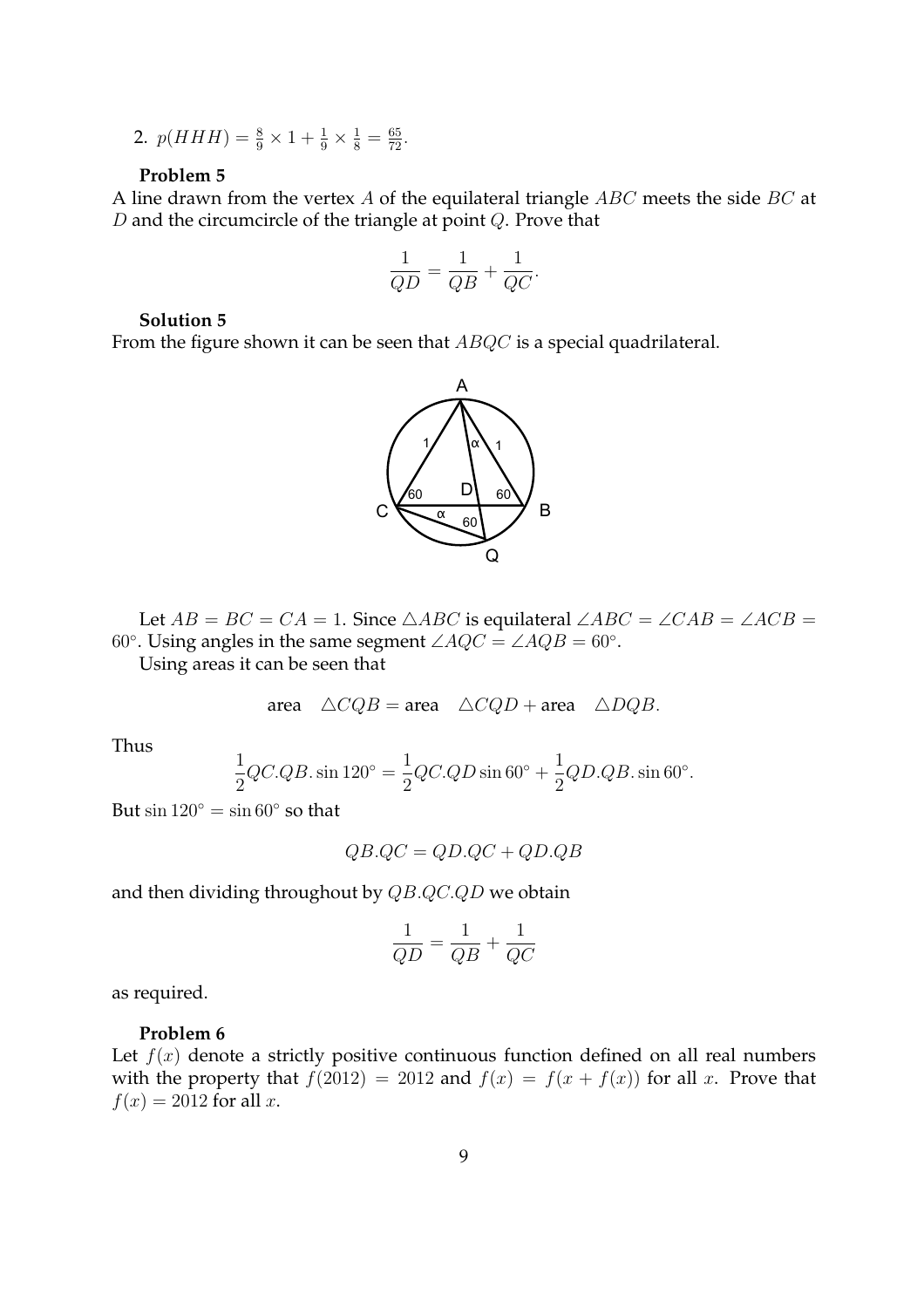2. $p(HHH) = \frac{8}{9} \times 1 + \frac{1}{9} \times \frac{1}{8} = \frac{65}{72}$.

**Problem 5**

A line drawn from the vertex $A$ of the equilateral triangle $ABC$ meets the side $BC$ at $D$ and the circumcircle of the triangle at point $Q$. Prove that

$$\frac{1}{QD} = \frac{1}{QB} + \frac{1}{QC}.$$

**Solution 5**

From the figure shown it can be seen that $ABQC$ is a special quadrilateral.

Let $AB = BC = CA = 1$. Since $\triangle ABC$ is equilateral $\angle ABC = \angle CAB = \angle ACB = 60°$. Using angles in the same segment $\angle AQC = \angle AQB = 60°$.

Using areas it can be seen that

$$\text{area} \quad \triangle CQB = \text{area} \quad \triangle CQD + \text{area} \quad \triangle DQB.$$

Thus

$$\frac{1}{2}QC.QB.\sin 120° = \frac{1}{2}QC.QD \sin 60° + \frac{1}{2}QD.QB.\sin 60°.$$

But $\sin 120° = \sin 60°$ so that

$$QB.QC = QD.QC + QD.QB$$

and then dividing throughout by $QB.QC.QD$ we obtain

$$\frac{1}{QD} = \frac{1}{QB} + \frac{1}{QC}$$

as required.

**Problem 6**

Let $f(x)$ denote a strictly positive continuous function defined on all real numbers with the property that $f(2012) = 2012$ and $f(x) = f(x + f(x))$ for all $x$. Prove that $f(x) = 2012$ for all $x$.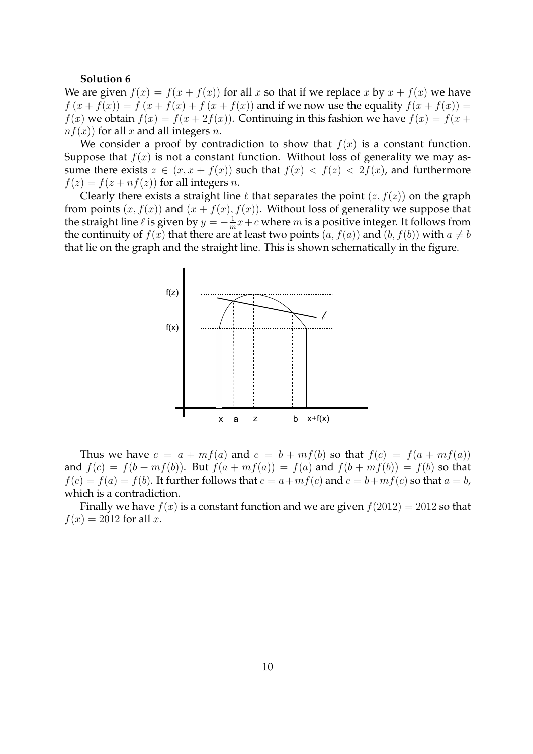**Solution 6**

We are given $f(x) = f(x + f(x))$ for all $x$ so that if we replace $x$ by $x + f(x)$ we have $f(x + f(x)) = f(x + f(x) + f(x + f(x))$ and if we now use the equality $f(x + f(x)) = f(x)$ we obtain $f(x) = f(x + 2f(x))$. Continuing in this fashion we have $f(x) = f(x + nf(x))$ for all $x$ and all integers $n$.

We consider a proof by contradiction to show that $f(x)$ is a constant function. Suppose that $f(x)$ is not a constant function. Without loss of generality we may assume there exists $z \in (x, x + f(x))$ such that $f(x) < f(z) < 2f(x)$, and furthermore $f(z) = f(z + nf(z))$ for all integers $n$.

Clearly there exists a straight line $\ell$ that separates the point $(z, f(z))$ on the graph from points $(x, f(x))$ and $(x + f(x), f(x))$. Without loss of generality we suppose that the straight line $\ell$ is given by $y = -\frac{1}{m}x + c$ where $m$ is a positive integer. It follows from the continuity of $f(x)$ that there are at least two points $(a, f(a))$ and $(b, f(b))$ with $a \neq b$ that lie on the graph and the straight line. This is shown schematically in the figure.

f(z)
f(x)
x a z b x+f(x)

Thus we have $c = a + mf(a)$ and $c = b + mf(b)$ so that $f(c) = f(a + mf(a))$ and $f(c) = f(b + mf(b))$. But $f(a + mf(a)) = f(a)$ and $f(b + mf(b)) = f(b)$ so that $f(c) = f(a) = f(b)$. It further follows that $c = a + mf(c)$ and $c = b + mf(c)$ so that $a = b$, which is a contradiction.

Finally we have $f(x)$ is a constant function and we are given $f(2012) = 2012$ so that $f(x) = 2012$ for all $x$.